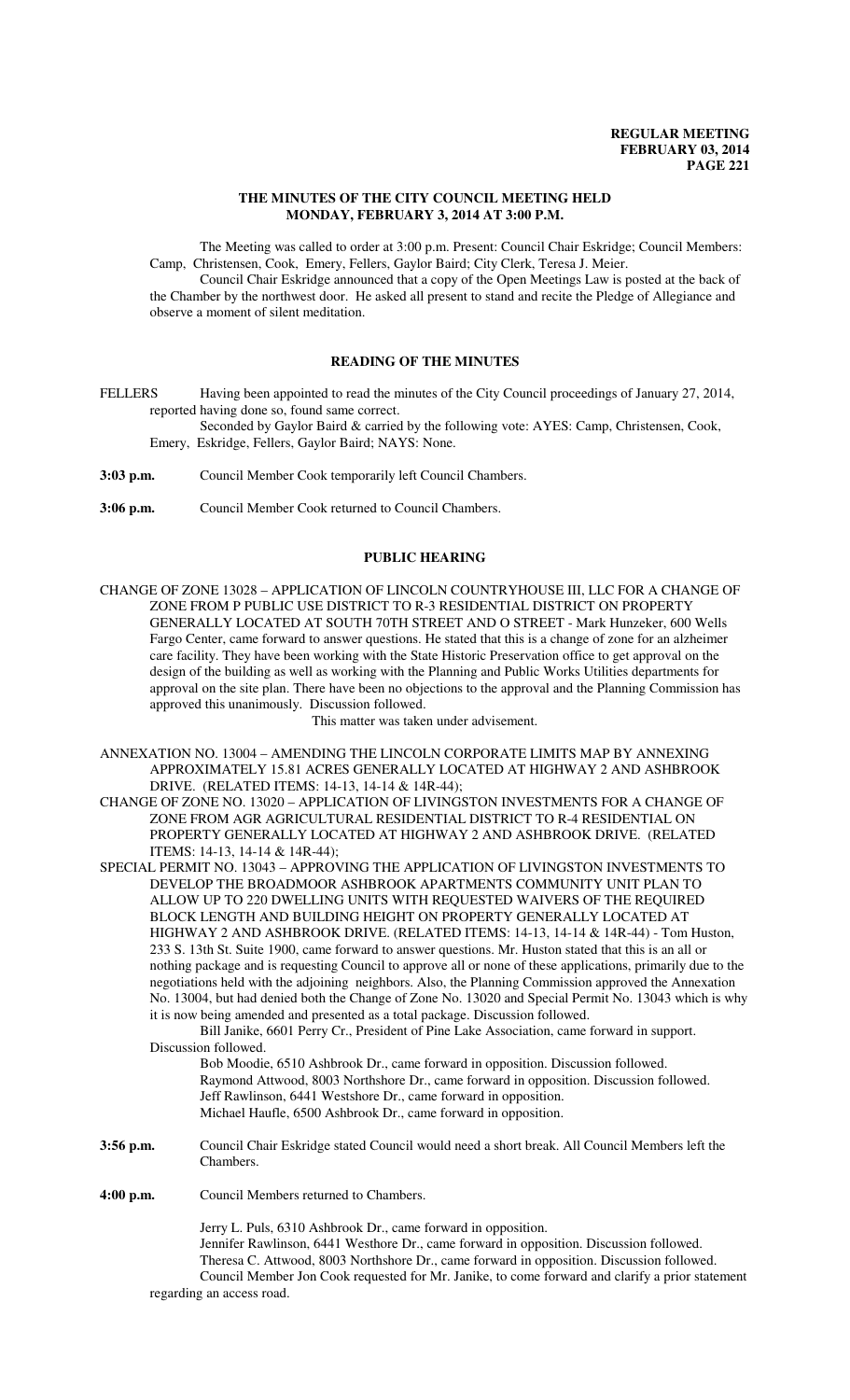# THE MINUTES OF THE CITY COUNCIL MEETING HELD MONDAY, FEBRUARY 3, 2014 AT 3:00 P.M.

The Meeting was called to order at 3:00 p.m. Present: Council Chair Eskridge; Council Members: Camp, Christensen, Cook, Emery, Fellers, Gaylor Baird; City Clerk, Teresa J. Meier.

Council Chair Eskridge announced that a copy of the Open Meetings Law is posted at the back of the Chamber by the northwest door. He asked all present to stand and recite the Pledge of Allegiance and observe a moment of silent meditation.

## READING OF THE MINUTES

FELLERS Having been appointed to read the minutes of the City Council proceedings of January 27, 2014, reported having done so, found same correct.

Seconded by Gaylor Baird & carried by the following vote: AYES: Camp, Christensen, Cook, Emery, Eskridge, Fellers, Gaylor Baird; NAYS: None.

**3:03 p.m.** Council Member Cook temporarily left Council Chambers.

**3:06 p.m.** Council Member Cook returned to Council Chambers.

## PUBLIC HEARING

CHANGE OF ZONE 13028 – APPLICATION OF LINCOLN COUNTRYHOUSE III, LLC FOR A CHANGE OF ZONE FROM P PUBLIC USE DISTRICT TO R-3 RESIDENTIAL DISTRICT ON PROPERTY GENERALLY LOCATED AT SOUTH 70TH STREET AND O STREET - Mark Hunzeker, 600 Wells Fargo Center, came forward to answer questions. He stated that this is a change of zone for an alzheimer care facility. They have been working with the State Historic Preservation office to get approval on the design of the building as well as working with the Planning and Public Works Utilities departments for approval on the site plan. There have been no objections to the approval and the Planning Commission has approved this unanimously. Discussion followed.

This matter was taken under advisement.

ANNEXATION NO. 13004 – AMENDING THE LINCOLN CORPORATE LIMITS MAP BY ANNEXING APPROXIMATELY 15.81 ACRES GENERALLY LOCATED AT HIGHWAY 2 AND ASHBROOK DRIVE. (RELATED ITEMS: 14-13, 14-14 & 14R-44);

CHANGE OF ZONE NO. 13020 – APPLICATION OF LIVINGSTON INVESTMENTS FOR A CHANGE OF ZONE FROM AGR AGRICULTURAL RESIDENTIAL DISTRICT TO R-4 RESIDENTIAL ON PROPERTY GENERALLY LOCATED AT HIGHWAY 2 AND ASHBROOK DRIVE. (RELATED ITEMS: 14-13, 14-14 & 14R-44);

SPECIAL PERMIT NO. 13043 – APPROVING THE APPLICATION OF LIVINGSTON INVESTMENTS TO DEVELOP THE BROADMOOR ASHBROOK APARTMENTS COMMUNITY UNIT PLAN TO ALLOW UP TO 220 DWELLING UNITS WITH REQUESTED WAIVERS OF THE REQUIRED BLOCK LENGTH AND BUILDING HEIGHT ON PROPERTY GENERALLY LOCATED AT HIGHWAY 2 AND ASHBROOK DRIVE. (RELATED ITEMS: 14-13, 14-14 & 14R-44) - Tom Huston, 233 S. 13th St. Suite 1900, came forward to answer questions. Mr. Huston stated that this is an all or nothing package and is requesting Council to approve all or none of these applications, primarily due to the negotiations held with the adjoining neighbors. Also, the Planning Commission approved the Annexation No. 13004, but had denied both the Change of Zone No. 13020 and Special Permit No. 13043 which is why it is now being amended and presented as a total package. Discussion followed.

Bill Janike, 6601 Perry Cr., President of Pine Lake Association, came forward in support. Discussion followed.

Bob Moodie, 6510 Ashbrook Dr., came forward in opposition. Discussion followed.
Raymond Attwood, 8003 Northshore Dr., came forward in opposition. Discussion followed.
Jeff Rawlinson, 6441 Westshore Dr., came forward in opposition.
Michael Haufle, 6500 Ashbrook Dr., came forward in opposition.

**3:56 p.m.** Council Chair Eskridge stated Council would need a short break. All Council Members left the Chambers.

**4:00 p.m.** Council Members returned to Chambers.

Jerry L. Puls, 6310 Ashbrook Dr., came forward in opposition.
Jennifer Rawlinson, 6441 Westhore Dr., came forward in opposition. Discussion followed.
Theresa C. Attwood, 8003 Northshore Dr., came forward in opposition. Discussion followed.
Council Member Jon Cook requested for Mr. Janike, to come forward and clarify a prior statement regarding an access road.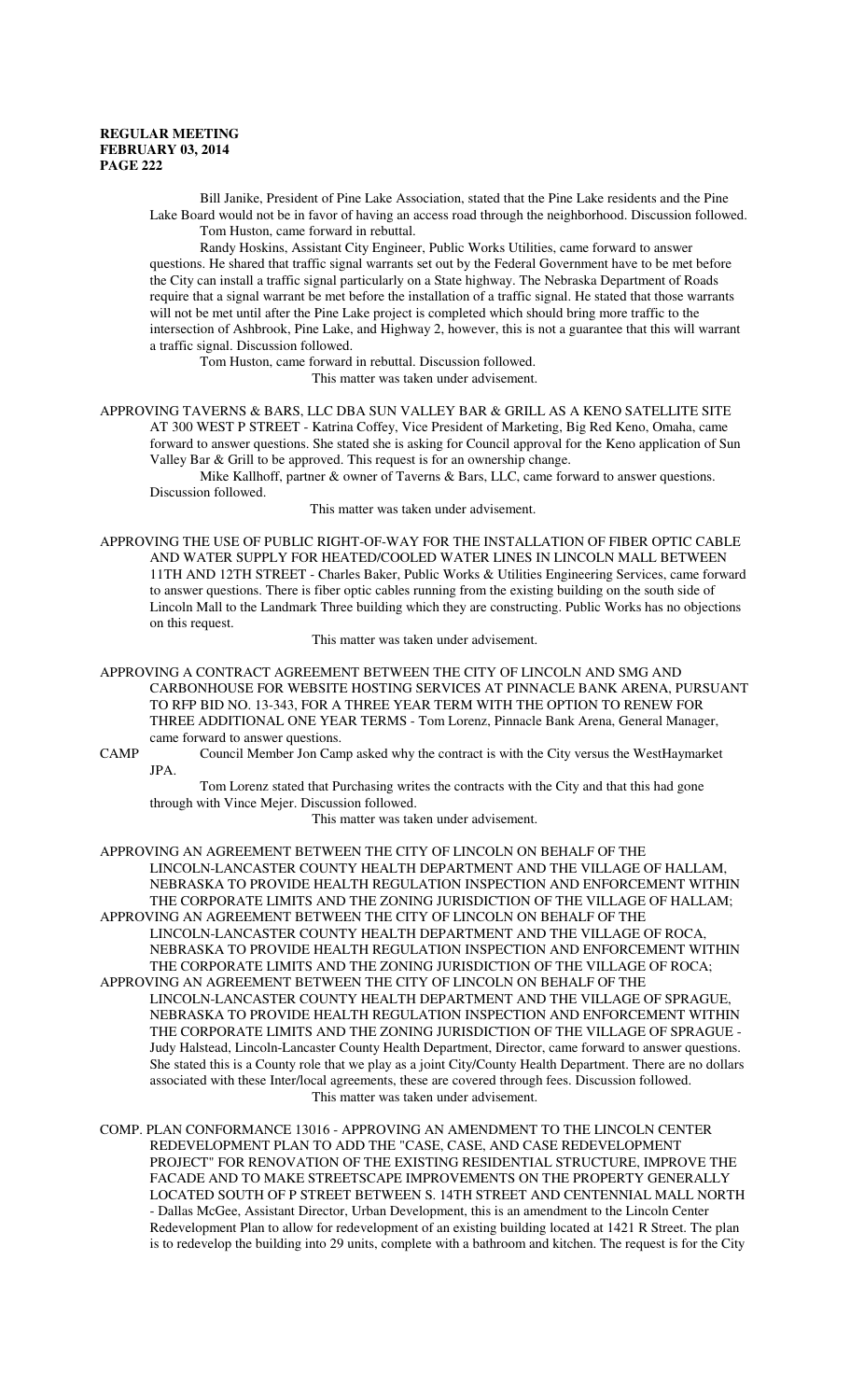Bill Janike, President of Pine Lake Association, stated that the Pine Lake residents and the Pine Lake Board would not be in favor of having an access road through the neighborhood. Discussion followed.

Tom Huston, came forward in rebuttal.

Randy Hoskins, Assistant City Engineer, Public Works Utilities, came forward to answer questions. He shared that traffic signal warrants set out by the Federal Government have to be met before the City can install a traffic signal particularly on a State highway. The Nebraska Department of Roads require that a signal warrant be met before the installation of a traffic signal. He stated that those warrants will not be met until after the Pine Lake project is completed which should bring more traffic to the intersection of Ashbrook, Pine Lake, and Highway 2, however, this is not a guarantee that this will warrant a traffic signal. Discussion followed.

Tom Huston, came forward in rebuttal. Discussion followed.

This matter was taken under advisement.

APPROVING TAVERNS & BARS, LLC DBA SUN VALLEY BAR & GRILL AS A KENO SATELLITE SITE AT 300 WEST P STREET - Katrina Coffey, Vice President of Marketing, Big Red Keno, Omaha, came forward to answer questions. She stated she is asking for Council approval for the Keno application of Sun Valley Bar & Grill to be approved. This request is for an ownership change.

Mike Kallhoff, partner & owner of Taverns & Bars, LLC, came forward to answer questions. Discussion followed.

This matter was taken under advisement.

APPROVING THE USE OF PUBLIC RIGHT-OF-WAY FOR THE INSTALLATION OF FIBER OPTIC CABLE AND WATER SUPPLY FOR HEATED/COOLED WATER LINES IN LINCOLN MALL BETWEEN 11TH AND 12TH STREET - Charles Baker, Public Works & Utilities Engineering Services, came forward to answer questions. There is fiber optic cables running from the existing building on the south side of Lincoln Mall to the Landmark Three building which they are constructing. Public Works has no objections on this request.

This matter was taken under advisement.

APPROVING A CONTRACT AGREEMENT BETWEEN THE CITY OF LINCOLN AND SMG AND CARBONHOUSE FOR WEBSITE HOSTING SERVICES AT PINNACLE BANK ARENA, PURSUANT TO RFP BID NO. 13-343, FOR A THREE YEAR TERM WITH THE OPTION TO RENEW FOR THREE ADDITIONAL ONE YEAR TERMS - Tom Lorenz, Pinnacle Bank Arena, General Manager, came forward to answer questions.

CAMP Council Member Jon Camp asked why the contract is with the City versus the WestHaymarket JPA.

Tom Lorenz stated that Purchasing writes the contracts with the City and that this had gone through with Vince Mejer. Discussion followed.

This matter was taken under advisement.

APPROVING AN AGREEMENT BETWEEN THE CITY OF LINCOLN ON BEHALF OF THE LINCOLN-LANCASTER COUNTY HEALTH DEPARTMENT AND THE VILLAGE OF HALLAM, NEBRASKA TO PROVIDE HEALTH REGULATION INSPECTION AND ENFORCEMENT WITHIN THE CORPORATE LIMITS AND THE ZONING JURISDICTION OF THE VILLAGE OF HALLAM;

APPROVING AN AGREEMENT BETWEEN THE CITY OF LINCOLN ON BEHALF OF THE LINCOLN-LANCASTER COUNTY HEALTH DEPARTMENT AND THE VILLAGE OF ROCA, NEBRASKA TO PROVIDE HEALTH REGULATION INSPECTION AND ENFORCEMENT WITHIN THE CORPORATE LIMITS AND THE ZONING JURISDICTION OF THE VILLAGE OF ROCA;

APPROVING AN AGREEMENT BETWEEN THE CITY OF LINCOLN ON BEHALF OF THE LINCOLN-LANCASTER COUNTY HEALTH DEPARTMENT AND THE VILLAGE OF SPRAGUE, NEBRASKA TO PROVIDE HEALTH REGULATION INSPECTION AND ENFORCEMENT WITHIN THE CORPORATE LIMITS AND THE ZONING JURISDICTION OF THE VILLAGE OF SPRAGUE - Judy Halstead, Lincoln-Lancaster County Health Department, Director, came forward to answer questions. She stated this is a County role that we play as a joint City/County Health Department. There are no dollars associated with these Inter/local agreements, these are covered through fees. Discussion followed.

This matter was taken under advisement.

COMP. PLAN CONFORMANCE 13016 - APPROVING AN AMENDMENT TO THE LINCOLN CENTER REDEVELOPMENT PLAN TO ADD THE "CASE, CASE, AND CASE REDEVELOPMENT PROJECT" FOR RENOVATION OF THE EXISTING RESIDENTIAL STRUCTURE, IMPROVE THE FACADE AND TO MAKE STREETSCAPE IMPROVEMENTS ON THE PROPERTY GENERALLY LOCATED SOUTH OF P STREET BETWEEN S. 14TH STREET AND CENTENNIAL MALL NORTH - Dallas McGee, Assistant Director, Urban Development, this is an amendment to the Lincoln Center Redevelopment Plan to allow for redevelopment of an existing building located at 1421 R Street. The plan is to redevelop the building into 29 units, complete with a bathroom and kitchen. The request is for the City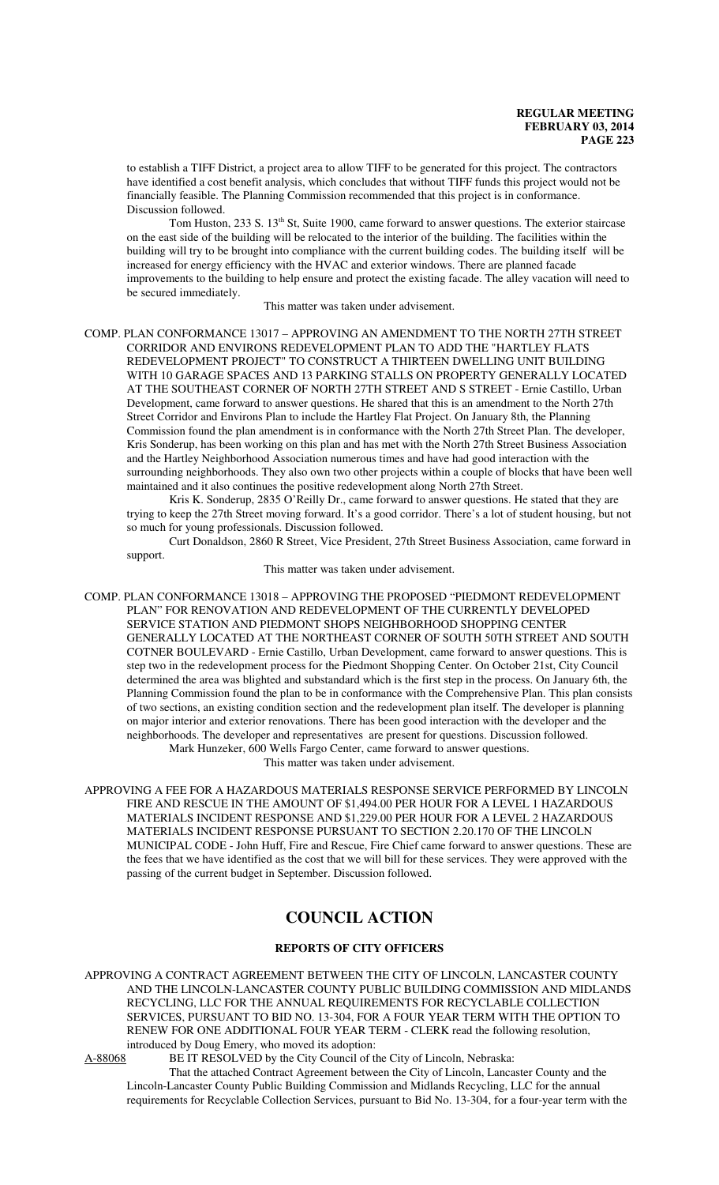to establish a TIFF District, a project area to allow TIFF to be generated for this project. The contractors have identified a cost benefit analysis, which concludes that without TIFF funds this project would not be financially feasible. The Planning Commission recommended that this project is in conformance. Discussion followed.

Tom Huston, 233 S. 13th St, Suite 1900, came forward to answer questions. The exterior staircase on the east side of the building will be relocated to the interior of the building. The facilities within the building will try to be brought into compliance with the current building codes. The building itself will be increased for energy efficiency with the HVAC and exterior windows. There are planned facade improvements to the building to help ensure and protect the existing facade. The alley vacation will need to be secured immediately.

This matter was taken under advisement.

COMP. PLAN CONFORMANCE 13017 – APPROVING AN AMENDMENT TO THE NORTH 27TH STREET CORRIDOR AND ENVIRONS REDEVELOPMENT PLAN TO ADD THE "HARTLEY FLATS REDEVELOPMENT PROJECT" TO CONSTRUCT A THIRTEEN DWELLING UNIT BUILDING WITH 10 GARAGE SPACES AND 13 PARKING STALLS ON PROPERTY GENERALLY LOCATED AT THE SOUTHEAST CORNER OF NORTH 27TH STREET AND S STREET - Ernie Castillo, Urban Development, came forward to answer questions. He shared that this is an amendment to the North 27th Street Corridor and Environs Plan to include the Hartley Flat Project. On January 8th, the Planning Commission found the plan amendment is in conformance with the North 27th Street Plan. The developer, Kris Sonderup, has been working on this plan and has met with the North 27th Street Business Association and the Hartley Neighborhood Association numerous times and have had good interaction with the surrounding neighborhoods. They also own two other projects within a couple of blocks that have been well maintained and it also continues the positive redevelopment along North 27th Street.

Kris K. Sonderup, 2835 O'Reilly Dr., came forward to answer questions. He stated that they are trying to keep the 27th Street moving forward. It's a good corridor. There's a lot of student housing, but not so much for young professionals. Discussion followed.

Curt Donaldson, 2860 R Street, Vice President, 27th Street Business Association, came forward in support.

This matter was taken under advisement.

COMP. PLAN CONFORMANCE 13018 – APPROVING THE PROPOSED "PIEDMONT REDEVELOPMENT PLAN" FOR RENOVATION AND REDEVELOPMENT OF THE CURRENTLY DEVELOPED SERVICE STATION AND PIEDMONT SHOPS NEIGHBORHOOD SHOPPING CENTER GENERALLY LOCATED AT THE NORTHEAST CORNER OF SOUTH 50TH STREET AND SOUTH COTNER BOULEVARD - Ernie Castillo, Urban Development, came forward to answer questions. This is step two in the redevelopment process for the Piedmont Shopping Center. On October 21st, City Council determined the area was blighted and substandard which is the first step in the process. On January 6th, the Planning Commission found the plan to be in conformance with the Comprehensive Plan. This plan consists of two sections, an existing condition section and the redevelopment plan itself. The developer is planning on major interior and exterior renovations. There has been good interaction with the developer and the neighborhoods. The developer and representatives are present for questions. Discussion followed.

Mark Hunzeker, 600 Wells Fargo Center, came forward to answer questions.

This matter was taken under advisement.

APPROVING A FEE FOR A HAZARDOUS MATERIALS RESPONSE SERVICE PERFORMED BY LINCOLN FIRE AND RESCUE IN THE AMOUNT OF $1,494.00 PER HOUR FOR A LEVEL 1 HAZARDOUS MATERIALS INCIDENT RESPONSE AND $1,229.00 PER HOUR FOR A LEVEL 2 HAZARDOUS MATERIALS INCIDENT RESPONSE PURSUANT TO SECTION 2.20.170 OF THE LINCOLN MUNICIPAL CODE - John Huff, Fire and Rescue, Fire Chief came forward to answer questions. These are the fees that we have identified as the cost that we will bill for these services. They were approved with the passing of the current budget in September. Discussion followed.

# COUNCIL ACTION

## REPORTS OF CITY OFFICERS

APPROVING A CONTRACT AGREEMENT BETWEEN THE CITY OF LINCOLN, LANCASTER COUNTY AND THE LINCOLN-LANCASTER COUNTY PUBLIC BUILDING COMMISSION AND MIDLANDS RECYCLING, LLC FOR THE ANNUAL REQUIREMENTS FOR RECYCLABLE COLLECTION SERVICES, PURSUANT TO BID NO. 13-304, FOR A FOUR YEAR TERM WITH THE OPTION TO RENEW FOR ONE ADDITIONAL FOUR YEAR TERM - CLERK read the following resolution, introduced by Doug Emery, who moved its adoption:

A-88068 BE IT RESOLVED by the City Council of the City of Lincoln, Nebraska:

That the attached Contract Agreement between the City of Lincoln, Lancaster County and the Lincoln-Lancaster County Public Building Commission and Midlands Recycling, LLC for the annual requirements for Recyclable Collection Services, pursuant to Bid No. 13-304, for a four-year term with the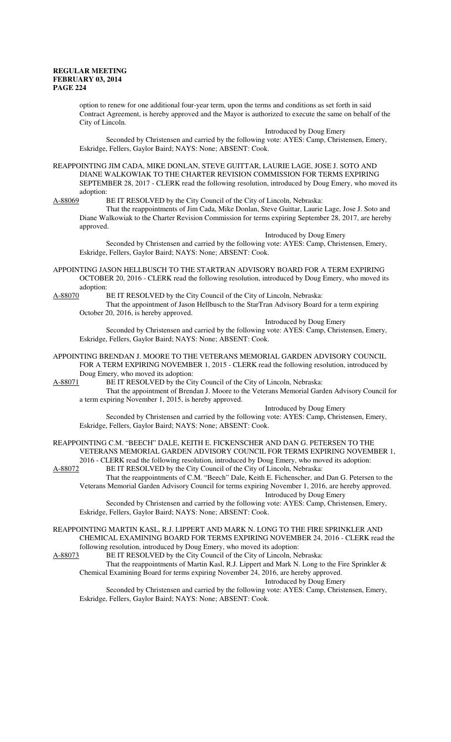option to renew for one additional four-year term, upon the terms and conditions as set forth in said Contract Agreement, is hereby approved and the Mayor is authorized to execute the same on behalf of the City of Lincoln.

Introduced by Doug Emery

Seconded by Christensen and carried by the following vote: AYES: Camp, Christensen, Emery, Eskridge, Fellers, Gaylor Baird; NAYS: None; ABSENT: Cook.

REAPPOINTING JIM CADA, MIKE DONLAN, STEVE GUITTAR, LAURIE LAGE, JOSE J. SOTO AND DIANE WALKOWIAK TO THE CHARTER REVISION COMMISSION FOR TERMS EXPIRING SEPTEMBER 28, 2017 - CLERK read the following resolution, introduced by Doug Emery, who moved its adoption:

A-88069 BE IT RESOLVED by the City Council of the City of Lincoln, Nebraska:

That the reappointments of Jim Cada, Mike Donlan, Steve Guittar, Laurie Lage, Jose J. Soto and Diane Walkowiak to the Charter Revision Commission for terms expiring September 28, 2017, are hereby approved.

Introduced by Doug Emery

Seconded by Christensen and carried by the following vote: AYES: Camp, Christensen, Emery, Eskridge, Fellers, Gaylor Baird; NAYS: None; ABSENT: Cook.

APPOINTING JASON HELLBUSCH TO THE STARTRAN ADVISORY BOARD FOR A TERM EXPIRING OCTOBER 20, 2016 - CLERK read the following resolution, introduced by Doug Emery, who moved its adoption:

A-88070 BE IT RESOLVED by the City Council of the City of Lincoln, Nebraska:

That the appointment of Jason Hellbusch to the StarTran Advisory Board for a term expiring October 20, 2016, is hereby approved.

Introduced by Doug Emery

Seconded by Christensen and carried by the following vote: AYES: Camp, Christensen, Emery, Eskridge, Fellers, Gaylor Baird; NAYS: None; ABSENT: Cook.

APPOINTING BRENDAN J. MOORE TO THE VETERANS MEMORIAL GARDEN ADVISORY COUNCIL FOR A TERM EXPIRING NOVEMBER 1, 2015 - CLERK read the following resolution, introduced by Doug Emery, who moved its adoption:

A-88071 BE IT RESOLVED by the City Council of the City of Lincoln, Nebraska:

That the appointment of Brendan J. Moore to the Veterans Memorial Garden Advisory Council for a term expiring November 1, 2015, is hereby approved.

Introduced by Doug Emery

Seconded by Christensen and carried by the following vote: AYES: Camp, Christensen, Emery, Eskridge, Fellers, Gaylor Baird; NAYS: None; ABSENT: Cook.

REAPPOINTING C.M. "BEECH" DALE, KEITH E. FICKENSCHER AND DAN G. PETERSEN TO THE VETERANS MEMORIAL GARDEN ADVISORY COUNCIL FOR TERMS EXPIRING NOVEMBER 1, 2016 - CLERK read the following resolution, introduced by Doug Emery, who moved its adoption:

A-88072 BE IT RESOLVED by the City Council of the City of Lincoln, Nebraska:

That the reappointments of C.M. "Beech" Dale, Keith E. Fichenscher, and Dan G. Petersen to the Veterans Memorial Garden Advisory Council for terms expiring November 1, 2016, are hereby approved.

Introduced by Doug Emery

Seconded by Christensen and carried by the following vote: AYES: Camp, Christensen, Emery, Eskridge, Fellers, Gaylor Baird; NAYS: None; ABSENT: Cook.

REAPPOINTING MARTIN KASL, R.J. LIPPERT AND MARK N. LONG TO THE FIRE SPRINKLER AND CHEMICAL EXAMINING BOARD FOR TERMS EXPIRING NOVEMBER 24, 2016 - CLERK read the following resolution, introduced by Doug Emery, who moved its adoption:

A-88073 BE IT RESOLVED by the City Council of the City of Lincoln, Nebraska:

That the reappointments of Martin Kasl, R.J. Lippert and Mark N. Long to the Fire Sprinkler & Chemical Examining Board for terms expiring November 24, 2016, are hereby approved.

Introduced by Doug Emery

Seconded by Christensen and carried by the following vote: AYES: Camp, Christensen, Emery, Eskridge, Fellers, Gaylor Baird; NAYS: None; ABSENT: Cook.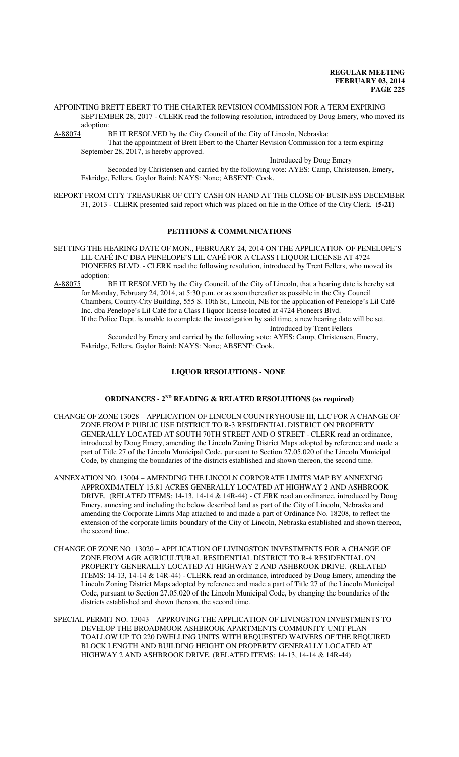APPOINTING BRETT EBERT TO THE CHARTER REVISION COMMISSION FOR A TERM EXPIRING SEPTEMBER 28, 2017 - CLERK read the following resolution, introduced by Doug Emery, who moved its adoption:

A-88074 BE IT RESOLVED by the City Council of the City of Lincoln, Nebraska:

That the appointment of Brett Ebert to the Charter Revision Commission for a term expiring September 28, 2017, is hereby approved.

Introduced by Doug Emery

Seconded by Christensen and carried by the following vote: AYES: Camp, Christensen, Emery, Eskridge, Fellers, Gaylor Baird; NAYS: None; ABSENT: Cook.

REPORT FROM CITY TREASURER OF CITY CASH ON HAND AT THE CLOSE OF BUSINESS DECEMBER 31, 2013 - CLERK presented said report which was placed on file in the Office of the City Clerk. **(5-21)**

## PETITIONS & COMMUNICATIONS

SETTING THE HEARING DATE OF MON., FEBRUARY 24, 2014 ON THE APPLICATION OF PENELOPE'S LIL CAFÉ INC DBA PENELOPE'S LIL CAFÉ FOR A CLASS I LIQUOR LICENSE AT 4724 PIONEERS BLVD. - CLERK read the following resolution, introduced by Trent Fellers, who moved its adoption:

A-88075 BE IT RESOLVED by the City Council, of the City of Lincoln, that a hearing date is hereby set for Monday, February 24, 2014, at 5:30 p.m. or as soon thereafter as possible in the City Council Chambers, County-City Building, 555 S. 10th St., Lincoln, NE for the application of Penelope's Lil Café Inc. dba Penelope's Lil Café for a Class I liquor license located at 4724 Pioneers Blvd.

If the Police Dept. is unable to complete the investigation by said time, a new hearing date will be set.

Introduced by Trent Fellers

Seconded by Emery and carried by the following vote: AYES: Camp, Christensen, Emery, Eskridge, Fellers, Gaylor Baird; NAYS: None; ABSENT: Cook.

## LIQUOR RESOLUTIONS - NONE

## ORDINANCES - 2ND READING & RELATED RESOLUTIONS (as required)

CHANGE OF ZONE 13028 – APPLICATION OF LINCOLN COUNTRYHOUSE III, LLC FOR A CHANGE OF ZONE FROM P PUBLIC USE DISTRICT TO R-3 RESIDENTIAL DISTRICT ON PROPERTY GENERALLY LOCATED AT SOUTH 70TH STREET AND O STREET - CLERK read an ordinance, introduced by Doug Emery, amending the Lincoln Zoning District Maps adopted by reference and made a part of Title 27 of the Lincoln Municipal Code, pursuant to Section 27.05.020 of the Lincoln Municipal Code, by changing the boundaries of the districts established and shown thereon, the second time.

ANNEXATION NO. 13004 – AMENDING THE LINCOLN CORPORATE LIMITS MAP BY ANNEXING APPROXIMATELY 15.81 ACRES GENERALLY LOCATED AT HIGHWAY 2 AND ASHBROOK DRIVE. (RELATED ITEMS: 14-13, 14-14 & 14R-44) - CLERK read an ordinance, introduced by Doug Emery, annexing and including the below described land as part of the City of Lincoln, Nebraska and amending the Corporate Limits Map attached to and made a part of Ordinance No. 18208, to reflect the extension of the corporate limits boundary of the City of Lincoln, Nebraska established and shown thereon, the second time.

CHANGE OF ZONE NO. 13020 – APPLICATION OF LIVINGSTON INVESTMENTS FOR A CHANGE OF ZONE FROM AGR AGRICULTURAL RESIDENTIAL DISTRICT TO R-4 RESIDENTIAL ON PROPERTY GENERALLY LOCATED AT HIGHWAY 2 AND ASHBROOK DRIVE. (RELATED ITEMS: 14-13, 14-14 & 14R-44) - CLERK read an ordinance, introduced by Doug Emery, amending the Lincoln Zoning District Maps adopted by reference and made a part of Title 27 of the Lincoln Municipal Code, pursuant to Section 27.05.020 of the Lincoln Municipal Code, by changing the boundaries of the districts established and shown thereon, the second time.

SPECIAL PERMIT NO. 13043 – APPROVING THE APPLICATION OF LIVINGSTON INVESTMENTS TO DEVELOP THE BROADMOOR ASHBROOK APARTMENTS COMMUNITY UNIT PLAN TOALLOW UP TO 220 DWELLING UNITS WITH REQUESTED WAIVERS OF THE REQUIRED BLOCK LENGTH AND BUILDING HEIGHT ON PROPERTY GENERALLY LOCATED AT HIGHWAY 2 AND ASHBROOK DRIVE. (RELATED ITEMS: 14-13, 14-14 & 14R-44)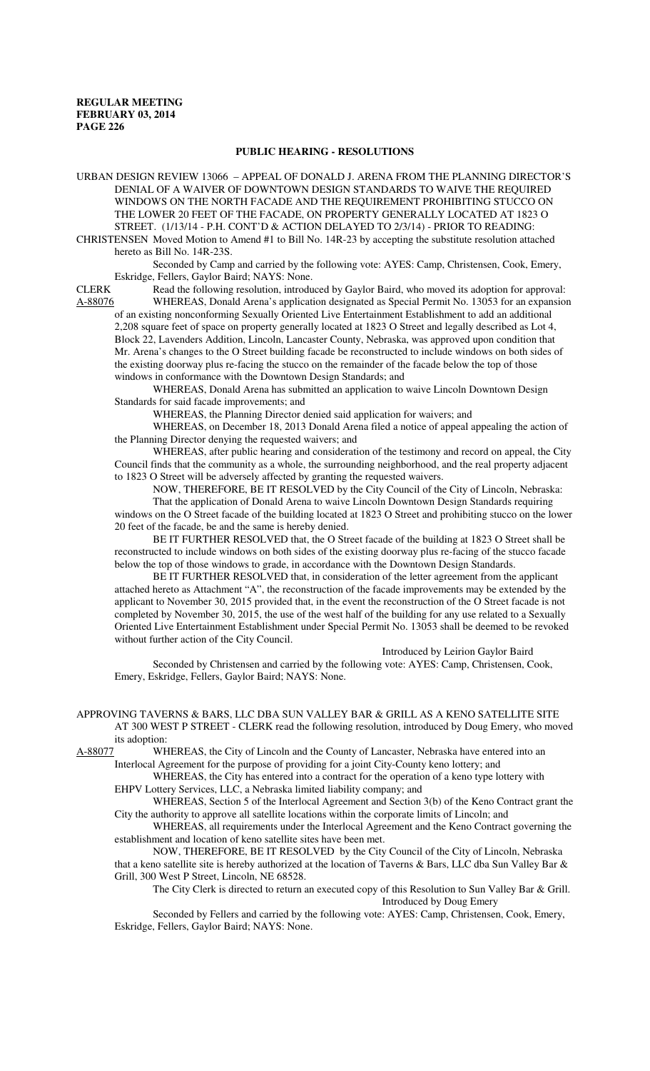## PUBLIC HEARING - RESOLUTIONS

URBAN DESIGN REVIEW 13066 – APPEAL OF DONALD J. ARENA FROM THE PLANNING DIRECTOR'S DENIAL OF A WAIVER OF DOWNTOWN DESIGN STANDARDS TO WAIVE THE REQUIRED WINDOWS ON THE NORTH FACADE AND THE REQUIREMENT PROHIBITING STUCCO ON THE LOWER 20 FEET OF THE FACADE, ON PROPERTY GENERALLY LOCATED AT 1823 O STREET. (1/13/14 - P.H. CONT'D & ACTION DELAYED TO 2/3/14) - PRIOR TO READING:

CHRISTENSEN Moved Motion to Amend #1 to Bill No. 14R-23 by accepting the substitute resolution attached hereto as Bill No. 14R-23S.

Seconded by Camp and carried by the following vote: AYES: Camp, Christensen, Cook, Emery, Eskridge, Fellers, Gaylor Baird; NAYS: None.

CLERK Read the following resolution, introduced by Gaylor Baird, who moved its adoption for approval:

A-88076 WHEREAS, Donald Arena's application designated as Special Permit No. 13053 for an expansion of an existing nonconforming Sexually Oriented Live Entertainment Establishment to add an additional 2,208 square feet of space on property generally located at 1823 O Street and legally described as Lot 4, Block 22, Lavenders Addition, Lincoln, Lancaster County, Nebraska, was approved upon condition that Mr. Arena's changes to the O Street building facade be reconstructed to include windows on both sides of the existing doorway plus re-facing the stucco on the remainder of the facade below the top of those windows in conformance with the Downtown Design Standards; and

WHEREAS, Donald Arena has submitted an application to waive Lincoln Downtown Design Standards for said facade improvements; and

WHEREAS, the Planning Director denied said application for waivers; and

WHEREAS, on December 18, 2013 Donald Arena filed a notice of appeal appealing the action of the Planning Director denying the requested waivers; and

WHEREAS, after public hearing and consideration of the testimony and record on appeal, the City Council finds that the community as a whole, the surrounding neighborhood, and the real property adjacent to 1823 O Street will be adversely affected by granting the requested waivers.

NOW, THEREFORE, BE IT RESOLVED by the City Council of the City of Lincoln, Nebraska:

That the application of Donald Arena to waive Lincoln Downtown Design Standards requiring windows on the O Street facade of the building located at 1823 O Street and prohibiting stucco on the lower 20 feet of the facade, be and the same is hereby denied.

BE IT FURTHER RESOLVED that, the O Street facade of the building at 1823 O Street shall be reconstructed to include windows on both sides of the existing doorway plus re-facing of the stucco facade below the top of those windows to grade, in accordance with the Downtown Design Standards.

BE IT FURTHER RESOLVED that, in consideration of the letter agreement from the applicant attached hereto as Attachment "A", the reconstruction of the facade improvements may be extended by the applicant to November 30, 2015 provided that, in the event the reconstruction of the O Street facade is not completed by November 30, 2015, the use of the west half of the building for any use related to a Sexually Oriented Live Entertainment Establishment under Special Permit No. 13053 shall be deemed to be revoked without further action of the City Council.

Introduced by Leirion Gaylor Baird

Seconded by Christensen and carried by the following vote: AYES: Camp, Christensen, Cook, Emery, Eskridge, Fellers, Gaylor Baird; NAYS: None.

APPROVING TAVERNS & BARS, LLC DBA SUN VALLEY BAR & GRILL AS A KENO SATELLITE SITE AT 300 WEST P STREET - CLERK read the following resolution, introduced by Doug Emery, who moved its adoption:

A-88077 WHEREAS, the City of Lincoln and the County of Lancaster, Nebraska have entered into an Interlocal Agreement for the purpose of providing for a joint City-County keno lottery; and

WHEREAS, the City has entered into a contract for the operation of a keno type lottery with EHPV Lottery Services, LLC, a Nebraska limited liability company; and

WHEREAS, Section 5 of the Interlocal Agreement and Section 3(b) of the Keno Contract grant the City the authority to approve all satellite locations within the corporate limits of Lincoln; and

WHEREAS, all requirements under the Interlocal Agreement and the Keno Contract governing the establishment and location of keno satellite sites have been met.

NOW, THEREFORE, BE IT RESOLVED by the City Council of the City of Lincoln, Nebraska that a keno satellite site is hereby authorized at the location of Taverns & Bars, LLC dba Sun Valley Bar & Grill, 300 West P Street, Lincoln, NE 68528.

The City Clerk is directed to return an executed copy of this Resolution to Sun Valley Bar & Grill.

Introduced by Doug Emery

Seconded by Fellers and carried by the following vote: AYES: Camp, Christensen, Cook, Emery, Eskridge, Fellers, Gaylor Baird; NAYS: None.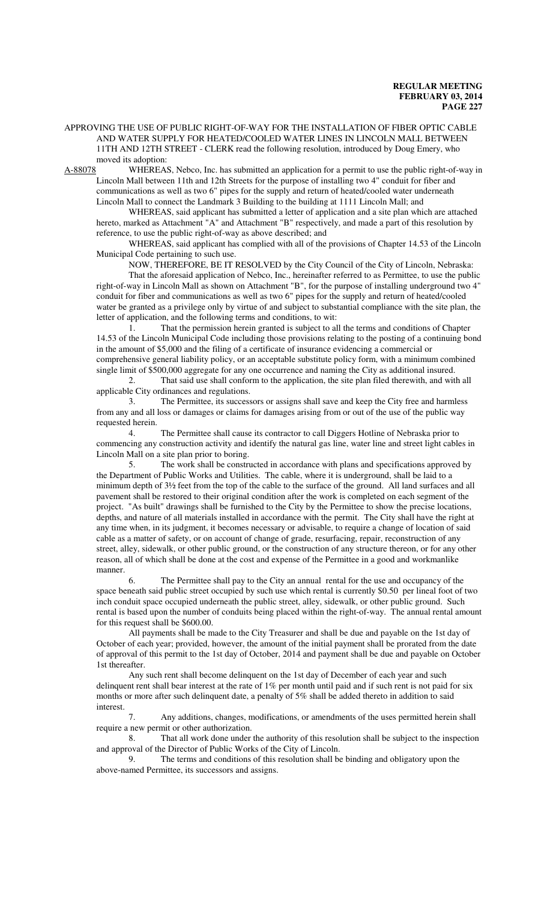APPROVING THE USE OF PUBLIC RIGHT-OF-WAY FOR THE INSTALLATION OF FIBER OPTIC CABLE AND WATER SUPPLY FOR HEATED/COOLED WATER LINES IN LINCOLN MALL BETWEEN 11TH AND 12TH STREET - CLERK read the following resolution, introduced by Doug Emery, who moved its adoption:

A-88078 WHEREAS, Nebco, Inc. has submitted an application for a permit to use the public right-of-way in Lincoln Mall between 11th and 12th Streets for the purpose of installing two 4" conduit for fiber and communications as well as two 6" pipes for the supply and return of heated/cooled water underneath Lincoln Mall to connect the Landmark 3 Building to the building at 1111 Lincoln Mall; and

WHEREAS, said applicant has submitted a letter of application and a site plan which are attached hereto, marked as Attachment "A" and Attachment "B" respectively, and made a part of this resolution by reference, to use the public right-of-way as above described; and

WHEREAS, said applicant has complied with all of the provisions of Chapter 14.53 of the Lincoln Municipal Code pertaining to such use.

NOW, THEREFORE, BE IT RESOLVED by the City Council of the City of Lincoln, Nebraska:

That the aforesaid application of Nebco, Inc., hereinafter referred to as Permittee, to use the public right-of-way in Lincoln Mall as shown on Attachment "B", for the purpose of installing underground two 4" conduit for fiber and communications as well as two 6" pipes for the supply and return of heated/cooled water be granted as a privilege only by virtue of and subject to substantial compliance with the site plan, the letter of application, and the following terms and conditions, to wit:

1. That the permission herein granted is subject to all the terms and conditions of Chapter 14.53 of the Lincoln Municipal Code including those provisions relating to the posting of a continuing bond in the amount of $5,000 and the filing of a certificate of insurance evidencing a commercial or comprehensive general liability policy, or an acceptable substitute policy form, with a minimum combined single limit of $500,000 aggregate for any one occurrence and naming the City as additional insured.

2. That said use shall conform to the application, the site plan filed therewith, and with all applicable City ordinances and regulations.

3. The Permittee, its successors or assigns shall save and keep the City free and harmless from any and all loss or damages or claims for damages arising from or out of the use of the public way requested herein.

4. The Permittee shall cause its contractor to call Diggers Hotline of Nebraska prior to commencing any construction activity and identify the natural gas line, water line and street light cables in Lincoln Mall on a site plan prior to boring.

5. The work shall be constructed in accordance with plans and specifications approved by the Department of Public Works and Utilities. The cable, where it is underground, shall be laid to a minimum depth of 3½ feet from the top of the cable to the surface of the ground. All land surfaces and all pavement shall be restored to their original condition after the work is completed on each segment of the project. "As built" drawings shall be furnished to the City by the Permittee to show the precise locations, depths, and nature of all materials installed in accordance with the permit. The City shall have the right at any time when, in its judgment, it becomes necessary or advisable, to require a change of location of said cable as a matter of safety, or on account of change of grade, resurfacing, repair, reconstruction of any street, alley, sidewalk, or other public ground, or the construction of any structure thereon, or for any other reason, all of which shall be done at the cost and expense of the Permittee in a good and workmanlike manner.

6. The Permittee shall pay to the City an annual rental for the use and occupancy of the space beneath said public street occupied by such use which rental is currently $0.50 per lineal foot of two inch conduit space occupied underneath the public street, alley, sidewalk, or other public ground. Such rental is based upon the number of conduits being placed within the right-of-way. The annual rental amount for this request shall be $600.00.

All payments shall be made to the City Treasurer and shall be due and payable on the 1st day of October of each year; provided, however, the amount of the initial payment shall be prorated from the date of approval of this permit to the 1st day of October, 2014 and payment shall be due and payable on October 1st thereafter.

Any such rent shall become delinquent on the 1st day of December of each year and such delinquent rent shall bear interest at the rate of 1% per month until paid and if such rent is not paid for six months or more after such delinquent date, a penalty of 5% shall be added thereto in addition to said interest.

7. Any additions, changes, modifications, or amendments of the uses permitted herein shall require a new permit or other authorization.

8. That all work done under the authority of this resolution shall be subject to the inspection and approval of the Director of Public Works of the City of Lincoln.

9. The terms and conditions of this resolution shall be binding and obligatory upon the above-named Permittee, its successors and assigns.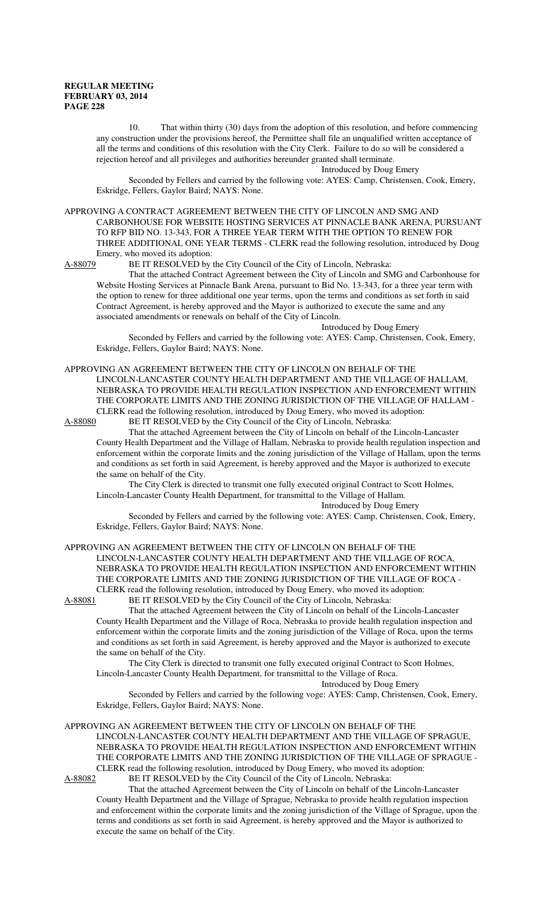10. That within thirty (30) days from the adoption of this resolution, and before commencing any construction under the provisions hereof, the Permittee shall file an unqualified written acceptance of all the terms and conditions of this resolution with the City Clerk. Failure to do so will be considered a rejection hereof and all privileges and authorities hereunder granted shall terminate.

Introduced by Doug Emery

Seconded by Fellers and carried by the following vote: AYES: Camp, Christensen, Cook, Emery, Eskridge, Fellers, Gaylor Baird; NAYS: None.

APPROVING A CONTRACT AGREEMENT BETWEEN THE CITY OF LINCOLN AND SMG AND CARBONHOUSE FOR WEBSITE HOSTING SERVICES AT PINNACLE BANK ARENA, PURSUANT TO RFP BID NO. 13-343, FOR A THREE YEAR TERM WITH THE OPTION TO RENEW FOR THREE ADDITIONAL ONE YEAR TERMS - CLERK read the following resolution, introduced by Doug Emery, who moved its adoption:

A-88079 BE IT RESOLVED by the City Council of the City of Lincoln, Nebraska:

That the attached Contract Agreement between the City of Lincoln and SMG and Carbonhouse for Website Hosting Services at Pinnacle Bank Arena, pursuant to Bid No. 13-343, for a three year term with the option to renew for three additional one year terms, upon the terms and conditions as set forth in said Contract Agreement, is hereby approved and the Mayor is authorized to execute the same and any associated amendments or renewals on behalf of the City of Lincoln.

Introduced by Doug Emery

Seconded by Fellers and carried by the following vote: AYES: Camp, Christensen, Cook, Emery, Eskridge, Fellers, Gaylor Baird; NAYS: None.

APPROVING AN AGREEMENT BETWEEN THE CITY OF LINCOLN ON BEHALF OF THE LINCOLN-LANCASTER COUNTY HEALTH DEPARTMENT AND THE VILLAGE OF HALLAM, NEBRASKA TO PROVIDE HEALTH REGULATION INSPECTION AND ENFORCEMENT WITHIN THE CORPORATE LIMITS AND THE ZONING JURISDICTION OF THE VILLAGE OF HALLAM - CLERK read the following resolution, introduced by Doug Emery, who moved its adoption:

A-88080 BE IT RESOLVED by the City Council of the City of Lincoln, Nebraska:

That the attached Agreement between the City of Lincoln on behalf of the Lincoln-Lancaster County Health Department and the Village of Hallam, Nebraska to provide health regulation inspection and enforcement within the corporate limits and the zoning jurisdiction of the Village of Hallam, upon the terms and conditions as set forth in said Agreement, is hereby approved and the Mayor is authorized to execute the same on behalf of the City.

The City Clerk is directed to transmit one fully executed original Contract to Scott Holmes, Lincoln-Lancaster County Health Department, for transmittal to the Village of Hallam.

Introduced by Doug Emery

Seconded by Fellers and carried by the following vote: AYES: Camp, Christensen, Cook, Emery, Eskridge, Fellers, Gaylor Baird; NAYS: None.

APPROVING AN AGREEMENT BETWEEN THE CITY OF LINCOLN ON BEHALF OF THE LINCOLN-LANCASTER COUNTY HEALTH DEPARTMENT AND THE VILLAGE OF ROCA, NEBRASKA TO PROVIDE HEALTH REGULATION INSPECTION AND ENFORCEMENT WITHIN THE CORPORATE LIMITS AND THE ZONING JURISDICTION OF THE VILLAGE OF ROCA - CLERK read the following resolution, introduced by Doug Emery, who moved its adoption:

A-88081 BE IT RESOLVED by the City Council of the City of Lincoln, Nebraska:

That the attached Agreement between the City of Lincoln on behalf of the Lincoln-Lancaster County Health Department and the Village of Roca, Nebraska to provide health regulation inspection and enforcement within the corporate limits and the zoning jurisdiction of the Village of Roca, upon the terms and conditions as set forth in said Agreement, is hereby approved and the Mayor is authorized to execute the same on behalf of the City.

The City Clerk is directed to transmit one fully executed original Contract to Scott Holmes, Lincoln-Lancaster County Health Department, for transmittal to the Village of Roca.

Introduced by Doug Emery

Seconded by Fellers and carried by the following voge: AYES: Camp, Christensen, Cook, Emery, Eskridge, Fellers, Gaylor Baird; NAYS: None.

APPROVING AN AGREEMENT BETWEEN THE CITY OF LINCOLN ON BEHALF OF THE LINCOLN-LANCASTER COUNTY HEALTH DEPARTMENT AND THE VILLAGE OF SPRAGUE, NEBRASKA TO PROVIDE HEALTH REGULATION INSPECTION AND ENFORCEMENT WITHIN THE CORPORATE LIMITS AND THE ZONING JURISDICTION OF THE VILLAGE OF SPRAGUE - CLERK read the following resolution, introduced by Doug Emery, who moved its adoption:

A-88082 BE IT RESOLVED by the City Council of the City of Lincoln, Nebraska:

That the attached Agreement between the City of Lincoln on behalf of the Lincoln-Lancaster County Health Department and the Village of Sprague, Nebraska to provide health regulation inspection and enforcement within the corporate limits and the zoning jurisdiction of the Village of Sprague, upon the terms and conditions as set forth in said Agreement, is hereby approved and the Mayor is authorized to execute the same on behalf of the City.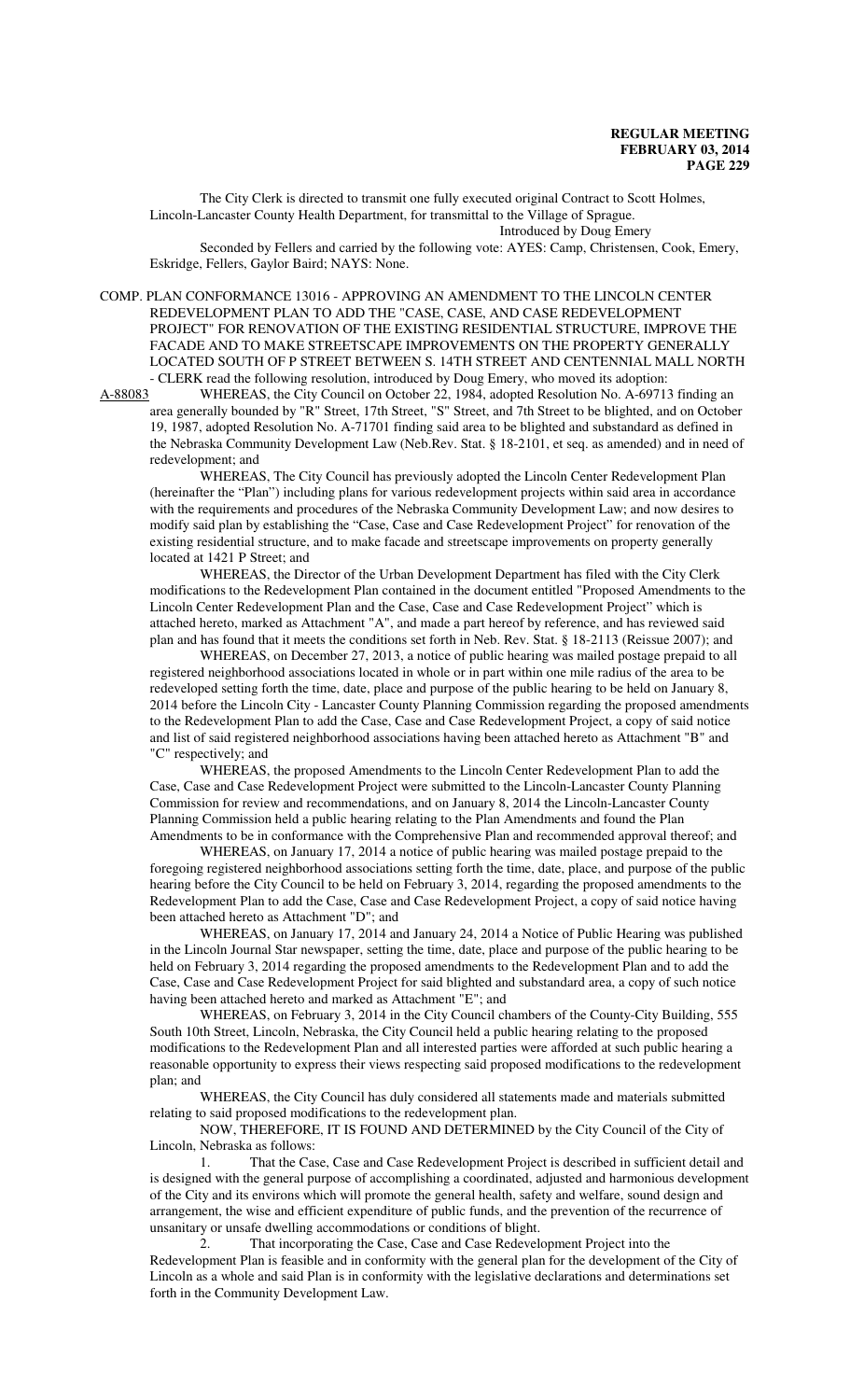The City Clerk is directed to transmit one fully executed original Contract to Scott Holmes, Lincoln-Lancaster County Health Department, for transmittal to the Village of Sprague.

Introduced by Doug Emery

Seconded by Fellers and carried by the following vote: AYES: Camp, Christensen, Cook, Emery, Eskridge, Fellers, Gaylor Baird; NAYS: None.

COMP. PLAN CONFORMANCE 13016 - APPROVING AN AMENDMENT TO THE LINCOLN CENTER REDEVELOPMENT PLAN TO ADD THE "CASE, CASE, AND CASE REDEVELOPMENT PROJECT" FOR RENOVATION OF THE EXISTING RESIDENTIAL STRUCTURE, IMPROVE THE FACADE AND TO MAKE STREETSCAPE IMPROVEMENTS ON THE PROPERTY GENERALLY LOCATED SOUTH OF P STREET BETWEEN S. 14TH STREET AND CENTENNIAL MALL NORTH - CLERK read the following resolution, introduced by Doug Emery, who moved its adoption:

A-88083 WHEREAS, the City Council on October 22, 1984, adopted Resolution No. A-69713 finding an area generally bounded by "R" Street, 17th Street, "S" Street, and 7th Street to be blighted, and on October 19, 1987, adopted Resolution No. A-71701 finding said area to be blighted and substandard as defined in the Nebraska Community Development Law (Neb.Rev. Stat. § 18-2101, et seq. as amended) and in need of redevelopment; and

WHEREAS, The City Council has previously adopted the Lincoln Center Redevelopment Plan (hereinafter the "Plan") including plans for various redevelopment projects within said area in accordance with the requirements and procedures of the Nebraska Community Development Law; and now desires to modify said plan by establishing the "Case, Case and Case Redevelopment Project" for renovation of the existing residential structure, and to make facade and streetscape improvements on property generally located at 1421 P Street; and

WHEREAS, the Director of the Urban Development Department has filed with the City Clerk modifications to the Redevelopment Plan contained in the document entitled "Proposed Amendments to the Lincoln Center Redevelopment Plan and the Case, Case and Case Redevelopment Project" which is attached hereto, marked as Attachment "A", and made a part hereof by reference, and has reviewed said plan and has found that it meets the conditions set forth in Neb. Rev. Stat. § 18-2113 (Reissue 2007); and

WHEREAS, on December 27, 2013, a notice of public hearing was mailed postage prepaid to all registered neighborhood associations located in whole or in part within one mile radius of the area to be redeveloped setting forth the time, date, place and purpose of the public hearing to be held on January 8, 2014 before the Lincoln City - Lancaster County Planning Commission regarding the proposed amendments to the Redevelopment Plan to add the Case, Case and Case Redevelopment Project, a copy of said notice and list of said registered neighborhood associations having been attached hereto as Attachment "B" and "C" respectively; and

WHEREAS, the proposed Amendments to the Lincoln Center Redevelopment Plan to add the Case, Case and Case Redevelopment Project were submitted to the Lincoln-Lancaster County Planning Commission for review and recommendations, and on January 8, 2014 the Lincoln-Lancaster County Planning Commission held a public hearing relating to the Plan Amendments and found the Plan Amendments to be in conformance with the Comprehensive Plan and recommended approval thereof; and

WHEREAS, on January 17, 2014 a notice of public hearing was mailed postage prepaid to the foregoing registered neighborhood associations setting forth the time, date, place, and purpose of the public hearing before the City Council to be held on February 3, 2014, regarding the proposed amendments to the Redevelopment Plan to add the Case, Case and Case Redevelopment Project, a copy of said notice having been attached hereto as Attachment "D"; and

WHEREAS, on January 17, 2014 and January 24, 2014 a Notice of Public Hearing was published in the Lincoln Journal Star newspaper, setting the time, date, place and purpose of the public hearing to be held on February 3, 2014 regarding the proposed amendments to the Redevelopment Plan and to add the Case, Case and Case Redevelopment Project for said blighted and substandard area, a copy of such notice having been attached hereto and marked as Attachment "E"; and

WHEREAS, on February 3, 2014 in the City Council chambers of the County-City Building, 555 South 10th Street, Lincoln, Nebraska, the City Council held a public hearing relating to the proposed modifications to the Redevelopment Plan and all interested parties were afforded at such public hearing a reasonable opportunity to express their views respecting said proposed modifications to the redevelopment plan; and

WHEREAS, the City Council has duly considered all statements made and materials submitted relating to said proposed modifications to the redevelopment plan.

NOW, THEREFORE, IT IS FOUND AND DETERMINED by the City Council of the City of Lincoln, Nebraska as follows:

1. That the Case, Case and Case Redevelopment Project is described in sufficient detail and is designed with the general purpose of accomplishing a coordinated, adjusted and harmonious development of the City and its environs which will promote the general health, safety and welfare, sound design and arrangement, the wise and efficient expenditure of public funds, and the prevention of the recurrence of unsanitary or unsafe dwelling accommodations or conditions of blight.

2. That incorporating the Case, Case and Case Redevelopment Project into the Redevelopment Plan is feasible and in conformity with the general plan for the development of the City of Lincoln as a whole and said Plan is in conformity with the legislative declarations and determinations set forth in the Community Development Law.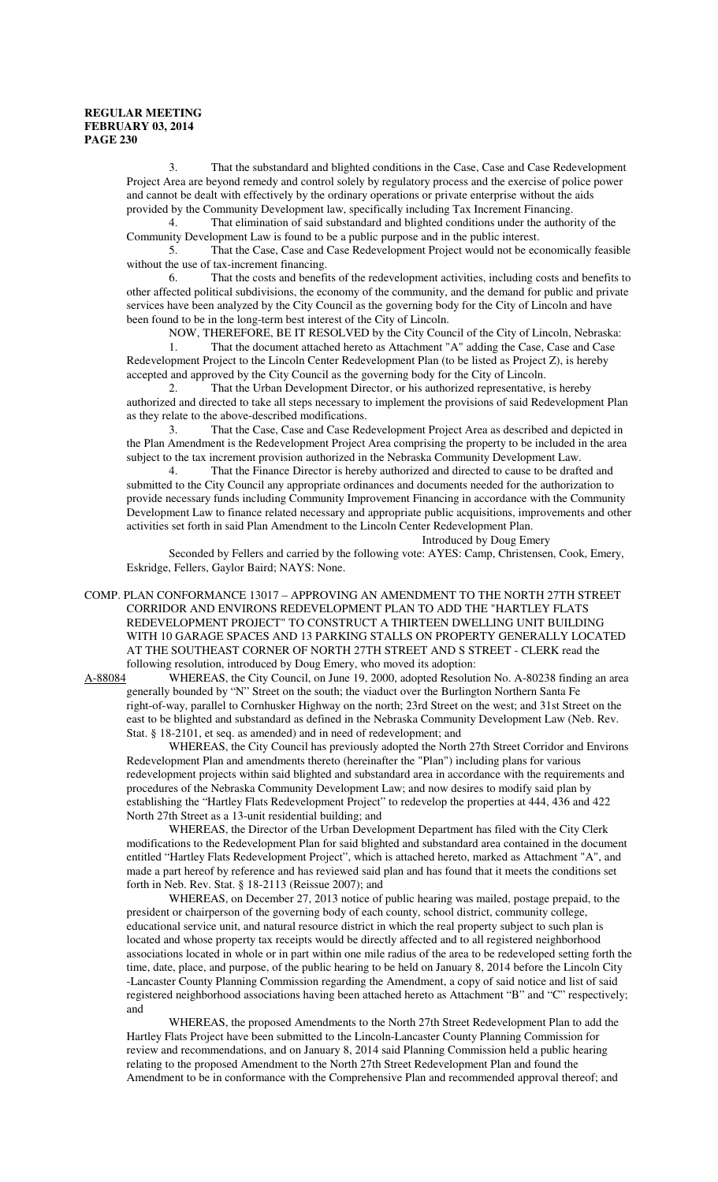3. That the substandard and blighted conditions in the Case, Case and Case Redevelopment Project Area are beyond remedy and control solely by regulatory process and the exercise of police power and cannot be dealt with effectively by the ordinary operations or private enterprise without the aids provided by the Community Development law, specifically including Tax Increment Financing.

4. That elimination of said substandard and blighted conditions under the authority of the Community Development Law is found to be a public purpose and in the public interest.

5. That the Case, Case and Case Redevelopment Project would not be economically feasible without the use of tax-increment financing.

6. That the costs and benefits of the redevelopment activities, including costs and benefits to other affected political subdivisions, the economy of the community, and the demand for public and private services have been analyzed by the City Council as the governing body for the City of Lincoln and have been found to be in the long-term best interest of the City of Lincoln.

NOW, THEREFORE, BE IT RESOLVED by the City Council of the City of Lincoln, Nebraska:

1. That the document attached hereto as Attachment "A" adding the Case, Case and Case Redevelopment Project to the Lincoln Center Redevelopment Plan (to be listed as Project Z), is hereby accepted and approved by the City Council as the governing body for the City of Lincoln.

2. That the Urban Development Director, or his authorized representative, is hereby authorized and directed to take all steps necessary to implement the provisions of said Redevelopment Plan as they relate to the above-described modifications.

3. That the Case, Case and Case Redevelopment Project Area as described and depicted in the Plan Amendment is the Redevelopment Project Area comprising the property to be included in the area subject to the tax increment provision authorized in the Nebraska Community Development Law.

4. That the Finance Director is hereby authorized and directed to cause to be drafted and submitted to the City Council any appropriate ordinances and documents needed for the authorization to provide necessary funds including Community Improvement Financing in accordance with the Community Development Law to finance related necessary and appropriate public acquisitions, improvements and other activities set forth in said Plan Amendment to the Lincoln Center Redevelopment Plan.

Introduced by Doug Emery

Seconded by Fellers and carried by the following vote: AYES: Camp, Christensen, Cook, Emery, Eskridge, Fellers, Gaylor Baird; NAYS: None.

COMP. PLAN CONFORMANCE 13017 – APPROVING AN AMENDMENT TO THE NORTH 27TH STREET CORRIDOR AND ENVIRONS REDEVELOPMENT PLAN TO ADD THE "HARTLEY FLATS REDEVELOPMENT PROJECT" TO CONSTRUCT A THIRTEEN DWELLING UNIT BUILDING WITH 10 GARAGE SPACES AND 13 PARKING STALLS ON PROPERTY GENERALLY LOCATED AT THE SOUTHEAST CORNER OF NORTH 27TH STREET AND S STREET - CLERK read the following resolution, introduced by Doug Emery, who moved its adoption:

A-88084 WHEREAS, the City Council, on June 19, 2000, adopted Resolution No. A-80238 finding an area generally bounded by "N" Street on the south; the viaduct over the Burlington Northern Santa Fe right-of-way, parallel to Cornhusker Highway on the north; 23rd Street on the west; and 31st Street on the east to be blighted and substandard as defined in the Nebraska Community Development Law (Neb. Rev. Stat. § 18-2101, et seq. as amended) and in need of redevelopment; and

WHEREAS, the City Council has previously adopted the North 27th Street Corridor and Environs Redevelopment Plan and amendments thereto (hereinafter the "Plan") including plans for various redevelopment projects within said blighted and substandard area in accordance with the requirements and procedures of the Nebraska Community Development Law; and now desires to modify said plan by establishing the "Hartley Flats Redevelopment Project" to redevelop the properties at 444, 436 and 422 North 27th Street as a 13-unit residential building; and

WHEREAS, the Director of the Urban Development Department has filed with the City Clerk modifications to the Redevelopment Plan for said blighted and substandard area contained in the document entitled "Hartley Flats Redevelopment Project", which is attached hereto, marked as Attachment "A", and made a part hereof by reference and has reviewed said plan and has found that it meets the conditions set forth in Neb. Rev. Stat. § 18-2113 (Reissue 2007); and

WHEREAS, on December 27, 2013 notice of public hearing was mailed, postage prepaid, to the president or chairperson of the governing body of each county, school district, community college, educational service unit, and natural resource district in which the real property subject to such plan is located and whose property tax receipts would be directly affected and to all registered neighborhood associations located in whole or in part within one mile radius of the area to be redeveloped setting forth the time, date, place, and purpose, of the public hearing to be held on January 8, 2014 before the Lincoln City -Lancaster County Planning Commission regarding the Amendment, a copy of said notice and list of said registered neighborhood associations having been attached hereto as Attachment "B" and "C" respectively; and

WHEREAS, the proposed Amendments to the North 27th Street Redevelopment Plan to add the Hartley Flats Project have been submitted to the Lincoln-Lancaster County Planning Commission for review and recommendations, and on January 8, 2014 said Planning Commission held a public hearing relating to the proposed Amendment to the North 27th Street Redevelopment Plan and found the Amendment to be in conformance with the Comprehensive Plan and recommended approval thereof; and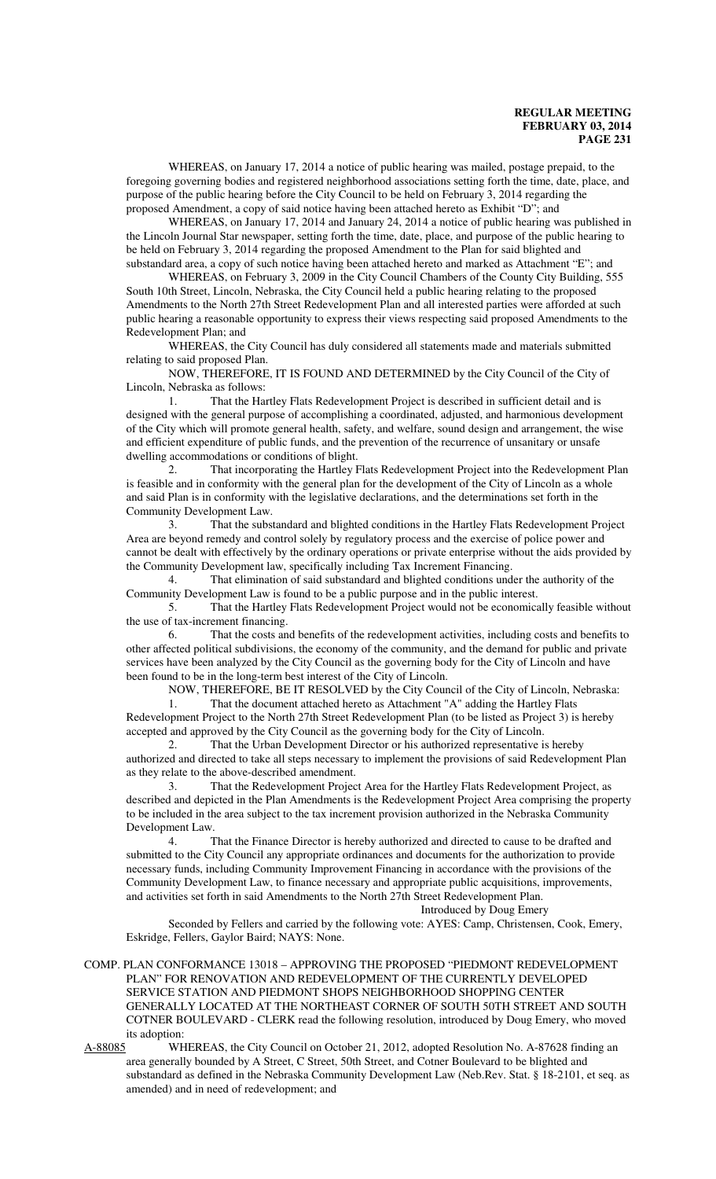WHEREAS, on January 17, 2014 a notice of public hearing was mailed, postage prepaid, to the foregoing governing bodies and registered neighborhood associations setting forth the time, date, place, and purpose of the public hearing before the City Council to be held on February 3, 2014 regarding the proposed Amendment, a copy of said notice having been attached hereto as Exhibit "D"; and

WHEREAS, on January 17, 2014 and January 24, 2014 a notice of public hearing was published in the Lincoln Journal Star newspaper, setting forth the time, date, place, and purpose of the public hearing to be held on February 3, 2014 regarding the proposed Amendment to the Plan for said blighted and substandard area, a copy of such notice having been attached hereto and marked as Attachment "E"; and

WHEREAS, on February 3, 2009 in the City Council Chambers of the County City Building, 555 South 10th Street, Lincoln, Nebraska, the City Council held a public hearing relating to the proposed Amendments to the North 27th Street Redevelopment Plan and all interested parties were afforded at such public hearing a reasonable opportunity to express their views respecting said proposed Amendments to the Redevelopment Plan; and

WHEREAS, the City Council has duly considered all statements made and materials submitted relating to said proposed Plan.

NOW, THEREFORE, IT IS FOUND AND DETERMINED by the City Council of the City of Lincoln, Nebraska as follows:

1. That the Hartley Flats Redevelopment Project is described in sufficient detail and is designed with the general purpose of accomplishing a coordinated, adjusted, and harmonious development of the City which will promote general health, safety, and welfare, sound design and arrangement, the wise and efficient expenditure of public funds, and the prevention of the recurrence of unsanitary or unsafe dwelling accommodations or conditions of blight.

2. That incorporating the Hartley Flats Redevelopment Project into the Redevelopment Plan is feasible and in conformity with the general plan for the development of the City of Lincoln as a whole and said Plan is in conformity with the legislative declarations, and the determinations set forth in the Community Development Law.

3. That the substandard and blighted conditions in the Hartley Flats Redevelopment Project Area are beyond remedy and control solely by regulatory process and the exercise of police power and cannot be dealt with effectively by the ordinary operations or private enterprise without the aids provided by the Community Development law, specifically including Tax Increment Financing.

4. That elimination of said substandard and blighted conditions under the authority of the Community Development Law is found to be a public purpose and in the public interest.

5. That the Hartley Flats Redevelopment Project would not be economically feasible without the use of tax-increment financing.

6. That the costs and benefits of the redevelopment activities, including costs and benefits to other affected political subdivisions, the economy of the community, and the demand for public and private services have been analyzed by the City Council as the governing body for the City of Lincoln and have been found to be in the long-term best interest of the City of Lincoln.

NOW, THEREFORE, BE IT RESOLVED by the City Council of the City of Lincoln, Nebraska:

1. That the document attached hereto as Attachment "A" adding the Hartley Flats Redevelopment Project to the North 27th Street Redevelopment Plan (to be listed as Project 3) is hereby accepted and approved by the City Council as the governing body for the City of Lincoln.

2. That the Urban Development Director or his authorized representative is hereby authorized and directed to take all steps necessary to implement the provisions of said Redevelopment Plan as they relate to the above-described amendment.

3. That the Redevelopment Project Area for the Hartley Flats Redevelopment Project, as described and depicted in the Plan Amendments is the Redevelopment Project Area comprising the property to be included in the area subject to the tax increment provision authorized in the Nebraska Community Development Law.

4. That the Finance Director is hereby authorized and directed to cause to be drafted and submitted to the City Council any appropriate ordinances and documents for the authorization to provide necessary funds, including Community Improvement Financing in accordance with the provisions of the Community Development Law, to finance necessary and appropriate public acquisitions, improvements, and activities set forth in said Amendments to the North 27th Street Redevelopment Plan.

Introduced by Doug Emery

Seconded by Fellers and carried by the following vote: AYES: Camp, Christensen, Cook, Emery, Eskridge, Fellers, Gaylor Baird; NAYS: None.

COMP. PLAN CONFORMANCE 13018 – APPROVING THE PROPOSED "PIEDMONT REDEVELOPMENT PLAN" FOR RENOVATION AND REDEVELOPMENT OF THE CURRENTLY DEVELOPED SERVICE STATION AND PIEDMONT SHOPS NEIGHBORHOOD SHOPPING CENTER GENERALLY LOCATED AT THE NORTHEAST CORNER OF SOUTH 50TH STREET AND SOUTH COTNER BOULEVARD - CLERK read the following resolution, introduced by Doug Emery, who moved its adoption:

A-88085 WHEREAS, the City Council on October 21, 2012, adopted Resolution No. A-87628 finding an area generally bounded by A Street, C Street, 50th Street, and Cotner Boulevard to be blighted and substandard as defined in the Nebraska Community Development Law (Neb.Rev. Stat. § 18-2101, et seq. as amended) and in need of redevelopment; and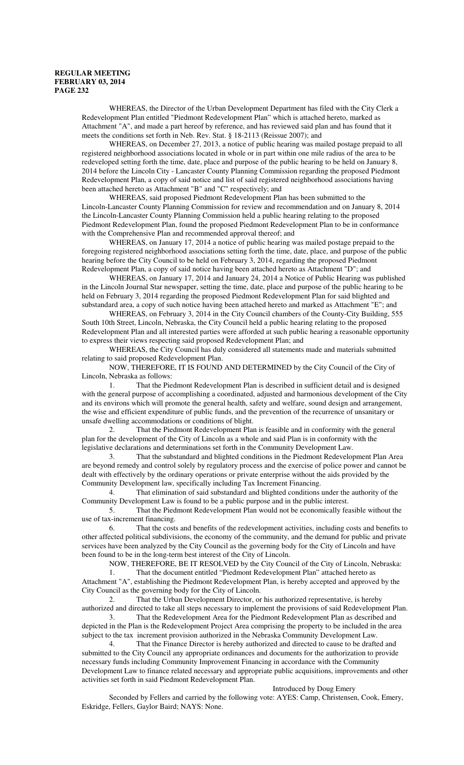WHEREAS, the Director of the Urban Development Department has filed with the City Clerk a Redevelopment Plan entitled "Piedmont Redevelopment Plan" which is attached hereto, marked as Attachment "A", and made a part hereof by reference, and has reviewed said plan and has found that it meets the conditions set forth in Neb. Rev. Stat. § 18-2113 (Reissue 2007); and

WHEREAS, on December 27, 2013, a notice of public hearing was mailed postage prepaid to all registered neighborhood associations located in whole or in part within one mile radius of the area to be redeveloped setting forth the time, date, place and purpose of the public hearing to be held on January 8, 2014 before the Lincoln City - Lancaster County Planning Commission regarding the proposed Piedmont Redevelopment Plan, a copy of said notice and list of said registered neighborhood associations having been attached hereto as Attachment "B" and "C" respectively; and

WHEREAS, said proposed Piedmont Redevelopment Plan has been submitted to the Lincoln-Lancaster County Planning Commission for review and recommendation and on January 8, 2014 the Lincoln-Lancaster County Planning Commission held a public hearing relating to the proposed Piedmont Redevelopment Plan, found the proposed Piedmont Redevelopment Plan to be in conformance with the Comprehensive Plan and recommended approval thereof; and

WHEREAS, on January 17, 2014 a notice of public hearing was mailed postage prepaid to the foregoing registered neighborhood associations setting forth the time, date, place, and purpose of the public hearing before the City Council to be held on February 3, 2014, regarding the proposed Piedmont Redevelopment Plan, a copy of said notice having been attached hereto as Attachment "D"; and

WHEREAS, on January 17, 2014 and January 24, 2014 a Notice of Public Hearing was published in the Lincoln Journal Star newspaper, setting the time, date, place and purpose of the public hearing to be held on February 3, 2014 regarding the proposed Piedmont Redevelopment Plan for said blighted and substandard area, a copy of such notice having been attached hereto and marked as Attachment "E"; and

WHEREAS, on February 3, 2014 in the City Council chambers of the County-City Building, 555 South 10th Street, Lincoln, Nebraska, the City Council held a public hearing relating to the proposed Redevelopment Plan and all interested parties were afforded at such public hearing a reasonable opportunity to express their views respecting said proposed Redevelopment Plan; and

WHEREAS, the City Council has duly considered all statements made and materials submitted relating to said proposed Redevelopment Plan.

NOW, THEREFORE, IT IS FOUND AND DETERMINED by the City Council of the City of Lincoln, Nebraska as follows:

1. That the Piedmont Redevelopment Plan is described in sufficient detail and is designed with the general purpose of accomplishing a coordinated, adjusted and harmonious development of the City and its environs which will promote the general health, safety and welfare, sound design and arrangement, the wise and efficient expenditure of public funds, and the prevention of the recurrence of unsanitary or unsafe dwelling accommodations or conditions of blight.

2. That the Piedmont Redevelopment Plan is feasible and in conformity with the general plan for the development of the City of Lincoln as a whole and said Plan is in conformity with the legislative declarations and determinations set forth in the Community Development Law.

3. That the substandard and blighted conditions in the Piedmont Redevelopment Plan Area are beyond remedy and control solely by regulatory process and the exercise of police power and cannot be dealt with effectively by the ordinary operations or private enterprise without the aids provided by the Community Development law, specifically including Tax Increment Financing.

4. That elimination of said substandard and blighted conditions under the authority of the Community Development Law is found to be a public purpose and in the public interest.

5. That the Piedmont Redevelopment Plan would not be economically feasible without the use of tax-increment financing.

6. That the costs and benefits of the redevelopment activities, including costs and benefits to other affected political subdivisions, the economy of the community, and the demand for public and private services have been analyzed by the City Council as the governing body for the City of Lincoln and have been found to be in the long-term best interest of the City of Lincoln.

NOW, THEREFORE, BE IT RESOLVED by the City Council of the City of Lincoln, Nebraska:

1. That the document entitled "Piedmont Redevelopment Plan" attached hereto as Attachment "A", establishing the Piedmont Redevelopment Plan, is hereby accepted and approved by the City Council as the governing body for the City of Lincoln.

2. That the Urban Development Director, or his authorized representative, is hereby authorized and directed to take all steps necessary to implement the provisions of said Redevelopment Plan.

3. That the Redevelopment Area for the Piedmont Redevelopment Plan as described and depicted in the Plan is the Redevelopment Project Area comprising the property to be included in the area subject to the tax increment provision authorized in the Nebraska Community Development Law.

4. That the Finance Director is hereby authorized and directed to cause to be drafted and submitted to the City Council any appropriate ordinances and documents for the authorization to provide necessary funds including Community Improvement Financing in accordance with the Community Development Law to finance related necessary and appropriate public acquisitions, improvements and other activities set forth in said Piedmont Redevelopment Plan.

Introduced by Doug Emery

Seconded by Fellers and carried by the following vote: AYES: Camp, Christensen, Cook, Emery, Eskridge, Fellers, Gaylor Baird; NAYS: None.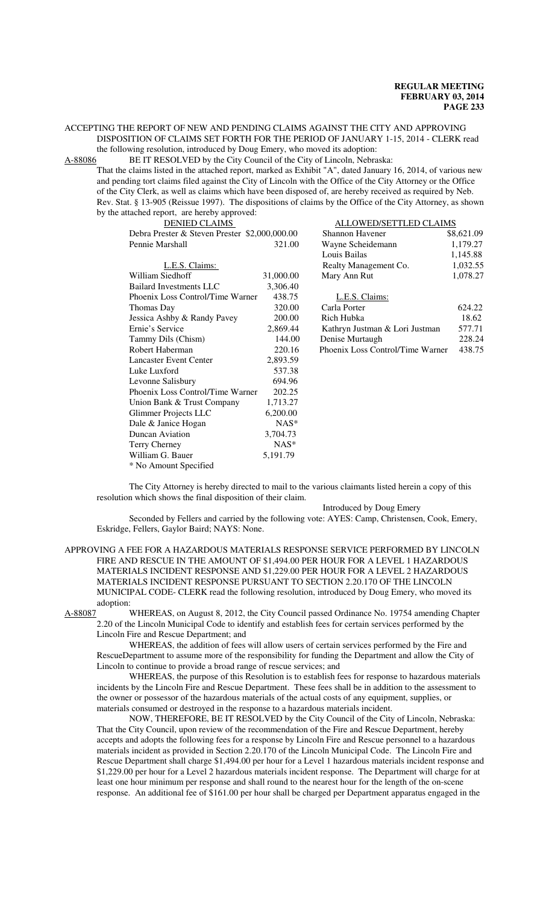ACCEPTING THE REPORT OF NEW AND PENDING CLAIMS AGAINST THE CITY AND APPROVING DISPOSITION OF CLAIMS SET FORTH FOR THE PERIOD OF JANUARY 1-15, 2014 - CLERK read the following resolution, introduced by Doug Emery, who moved its adoption:

A-88086 BE IT RESOLVED by the City Council of the City of Lincoln, Nebraska:

That the claims listed in the attached report, marked as Exhibit "A", dated January 16, 2014, of various new and pending tort claims filed against the City of Lincoln with the Office of the City Attorney or the Office of the City Clerk, as well as claims which have been disposed of, are hereby received as required by Neb. Rev. Stat. § 13-905 (Reissue 1997). The dispositions of claims by the Office of the City Attorney, as shown by the attached report, are hereby approved:

| DENIED CLAIMS | | ALLOWED/SETTLED CLAIMS | |
|---|---|---|---|
| Debra Prester & Steven Prester | $2,000,000.00 | Shannon Havener | $8,621.09 |
| Pennie Marshall | 321.00 | Wayne Scheidemann | 1,179.27 |
| | | Louis Bailas | 1,145.88 |
| L.E.S. Claims: | | Realty Management Co. | 1,032.55 |
| William Siedhoff | 31,000.00 | Mary Ann Rut | 1,078.27 |
| Bailard Investments LLC | 3,306.40 | | |
| Phoenix Loss Control/Time Warner | 438.75 | L.E.S. Claims: | |
| Thomas Day | 320.00 | Carla Porter | 624.22 |
| Jessica Ashby & Randy Pavey | 200.00 | Rich Hubka | 18.62 |
| Ernie's Service | 2,869.44 | Kathryn Justman & Lori Justman | 577.71 |
| Tammy Dils (Chism) | 144.00 | Denise Murtaugh | 228.24 |
| Robert Haberman | 220.16 | Phoenix Loss Control/Time Warner | 438.75 |
| Lancaster Event Center | 2,893.59 | | |
| Luke Luxford | 537.38 | | |
| Levonne Salisbury | 694.96 | | |
| Phoenix Loss Control/Time Warner | 202.25 | | |
| Union Bank & Trust Company | 1,713.27 | | |
| Glimmer Projects LLC | 6,200.00 | | |
| Dale & Janice Hogan | NAS* | | |
| Duncan Aviation | 3,704.73 | | |
| Terry Cherney | NAS* | | |
| William G. Bauer | 5,191.79 | | |

* No Amount Specified

The City Attorney is hereby directed to mail to the various claimants listed herein a copy of this resolution which shows the final disposition of their claim.

Introduced by Doug Emery

Seconded by Fellers and carried by the following vote: AYES: Camp, Christensen, Cook, Emery, Eskridge, Fellers, Gaylor Baird; NAYS: None.

APPROVING A FEE FOR A HAZARDOUS MATERIALS RESPONSE SERVICE PERFORMED BY LINCOLN FIRE AND RESCUE IN THE AMOUNT OF $1,494.00 PER HOUR FOR A LEVEL 1 HAZARDOUS MATERIALS INCIDENT RESPONSE AND $1,229.00 PER HOUR FOR A LEVEL 2 HAZARDOUS MATERIALS INCIDENT RESPONSE PURSUANT TO SECTION 2.20.170 OF THE LINCOLN MUNICIPAL CODE- CLERK read the following resolution, introduced by Doug Emery, who moved its adoption:

A-88087 WHEREAS, on August 8, 2012, the City Council passed Ordinance No. 19754 amending Chapter 2.20 of the Lincoln Municipal Code to identify and establish fees for certain services performed by the Lincoln Fire and Rescue Department; and

WHEREAS, the addition of fees will allow users of certain services performed by the Fire and RescueDepartment to assume more of the responsibility for funding the Department and allow the City of Lincoln to continue to provide a broad range of rescue services; and

WHEREAS, the purpose of this Resolution is to establish fees for response to hazardous materials incidents by the Lincoln Fire and Rescue Department. These fees shall be in addition to the assessment to the owner or possessor of the hazardous materials of the actual costs of any equipment, supplies, or materials consumed or destroyed in the response to a hazardous materials incident.

NOW, THEREFORE, BE IT RESOLVED by the City Council of the City of Lincoln, Nebraska: That the City Council, upon review of the recommendation of the Fire and Rescue Department, hereby accepts and adopts the following fees for a response by Lincoln Fire and Rescue personnel to a hazardous materials incident as provided in Section 2.20.170 of the Lincoln Municipal Code. The Lincoln Fire and Rescue Department shall charge $1,494.00 per hour for a Level 1 hazardous materials incident response and $1,229.00 per hour for a Level 2 hazardous materials incident response. The Department will charge for at least one hour minimum per response and shall round to the nearest hour for the length of the on-scene response. An additional fee of $161.00 per hour shall be charged per Department apparatus engaged in the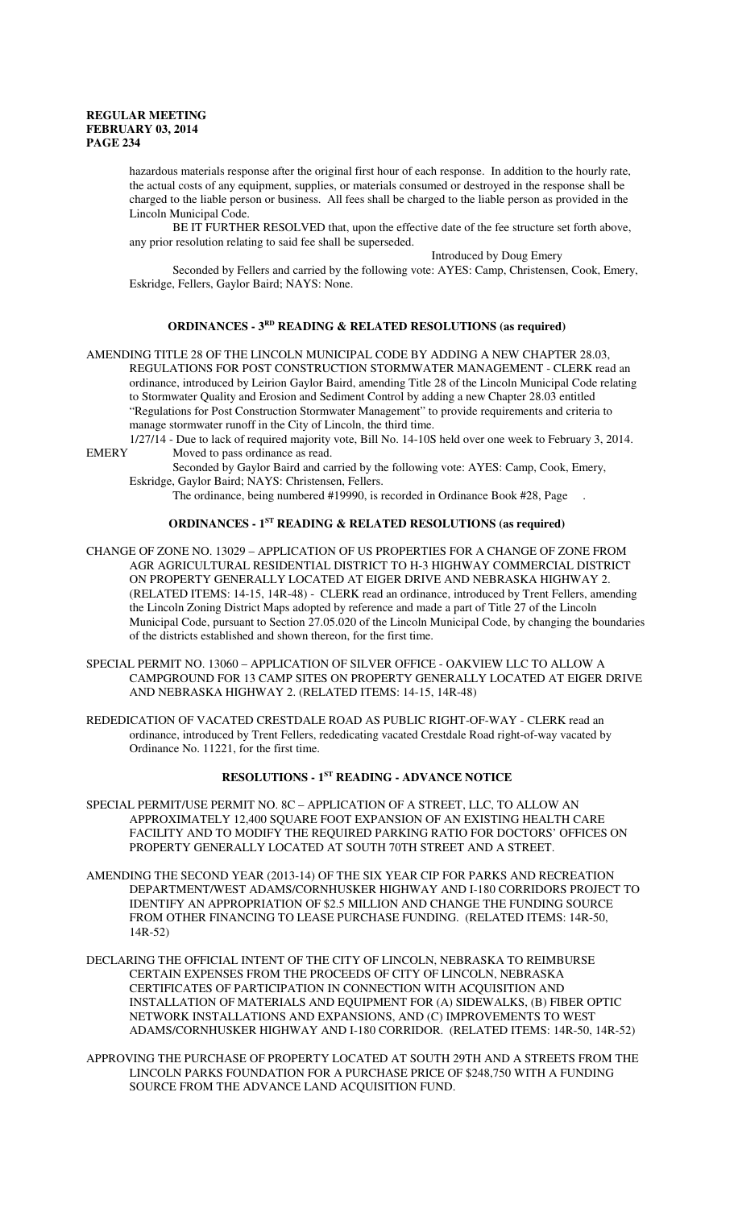hazardous materials response after the original first hour of each response. In addition to the hourly rate, the actual costs of any equipment, supplies, or materials consumed or destroyed in the response shall be charged to the liable person or business. All fees shall be charged to the liable person as provided in the Lincoln Municipal Code.

BE IT FURTHER RESOLVED that, upon the effective date of the fee structure set forth above, any prior resolution relating to said fee shall be superseded.

Introduced by Doug Emery

Seconded by Fellers and carried by the following vote: AYES: Camp, Christensen, Cook, Emery, Eskridge, Fellers, Gaylor Baird; NAYS: None.

## ORDINANCES - 3RD READING & RELATED RESOLUTIONS (as required)

AMENDING TITLE 28 OF THE LINCOLN MUNICIPAL CODE BY ADDING A NEW CHAPTER 28.03, REGULATIONS FOR POST CONSTRUCTION STORMWATER MANAGEMENT - CLERK read an ordinance, introduced by Leirion Gaylor Baird, amending Title 28 of the Lincoln Municipal Code relating to Stormwater Quality and Erosion and Sediment Control by adding a new Chapter 28.03 entitled "Regulations for Post Construction Stormwater Management" to provide requirements and criteria to manage stormwater runoff in the City of Lincoln, the third time.

1/27/14 - Due to lack of required majority vote, Bill No. 14-10S held over one week to February 3, 2014.

EMERY Moved to pass ordinance as read.

Seconded by Gaylor Baird and carried by the following vote: AYES: Camp, Cook, Emery, Eskridge, Gaylor Baird; NAYS: Christensen, Fellers.

The ordinance, being numbered #19990, is recorded in Ordinance Book #28, Page .

## ORDINANCES - 1ST READING & RELATED RESOLUTIONS (as required)

CHANGE OF ZONE NO. 13029 – APPLICATION OF US PROPERTIES FOR A CHANGE OF ZONE FROM AGR AGRICULTURAL RESIDENTIAL DISTRICT TO H-3 HIGHWAY COMMERCIAL DISTRICT ON PROPERTY GENERALLY LOCATED AT EIGER DRIVE AND NEBRASKA HIGHWAY 2. (RELATED ITEMS: 14-15, 14R-48) - CLERK read an ordinance, introduced by Trent Fellers, amending the Lincoln Zoning District Maps adopted by reference and made a part of Title 27 of the Lincoln Municipal Code, pursuant to Section 27.05.020 of the Lincoln Municipal Code, by changing the boundaries of the districts established and shown thereon, for the first time.

SPECIAL PERMIT NO. 13060 – APPLICATION OF SILVER OFFICE - OAKVIEW LLC TO ALLOW A CAMPGROUND FOR 13 CAMP SITES ON PROPERTY GENERALLY LOCATED AT EIGER DRIVE AND NEBRASKA HIGHWAY 2. (RELATED ITEMS: 14-15, 14R-48)

REDEDICATION OF VACATED CRESTDALE ROAD AS PUBLIC RIGHT-OF-WAY - CLERK read an ordinance, introduced by Trent Fellers, rededicating vacated Crestdale Road right-of-way vacated by Ordinance No. 11221, for the first time.

## RESOLUTIONS - 1ST READING - ADVANCE NOTICE

SPECIAL PERMIT/USE PERMIT NO. 8C – APPLICATION OF A STREET, LLC, TO ALLOW AN APPROXIMATELY 12,400 SQUARE FOOT EXPANSION OF AN EXISTING HEALTH CARE FACILITY AND TO MODIFY THE REQUIRED PARKING RATIO FOR DOCTORS' OFFICES ON PROPERTY GENERALLY LOCATED AT SOUTH 70TH STREET AND A STREET.

AMENDING THE SECOND YEAR (2013-14) OF THE SIX YEAR CIP FOR PARKS AND RECREATION DEPARTMENT/WEST ADAMS/CORNHUSKER HIGHWAY AND I-180 CORRIDORS PROJECT TO IDENTIFY AN APPROPRIATION OF $2.5 MILLION AND CHANGE THE FUNDING SOURCE FROM OTHER FINANCING TO LEASE PURCHASE FUNDING. (RELATED ITEMS: 14R-50, 14R-52)

DECLARING THE OFFICIAL INTENT OF THE CITY OF LINCOLN, NEBRASKA TO REIMBURSE CERTAIN EXPENSES FROM THE PROCEEDS OF CITY OF LINCOLN, NEBRASKA CERTIFICATES OF PARTICIPATION IN CONNECTION WITH ACQUISITION AND INSTALLATION OF MATERIALS AND EQUIPMENT FOR (A) SIDEWALKS, (B) FIBER OPTIC NETWORK INSTALLATIONS AND EXPANSIONS, AND (C) IMPROVEMENTS TO WEST ADAMS/CORNHUSKER HIGHWAY AND I-180 CORRIDOR. (RELATED ITEMS: 14R-50, 14R-52)

APPROVING THE PURCHASE OF PROPERTY LOCATED AT SOUTH 29TH AND A STREETS FROM THE LINCOLN PARKS FOUNDATION FOR A PURCHASE PRICE OF $248,750 WITH A FUNDING SOURCE FROM THE ADVANCE LAND ACQUISITION FUND.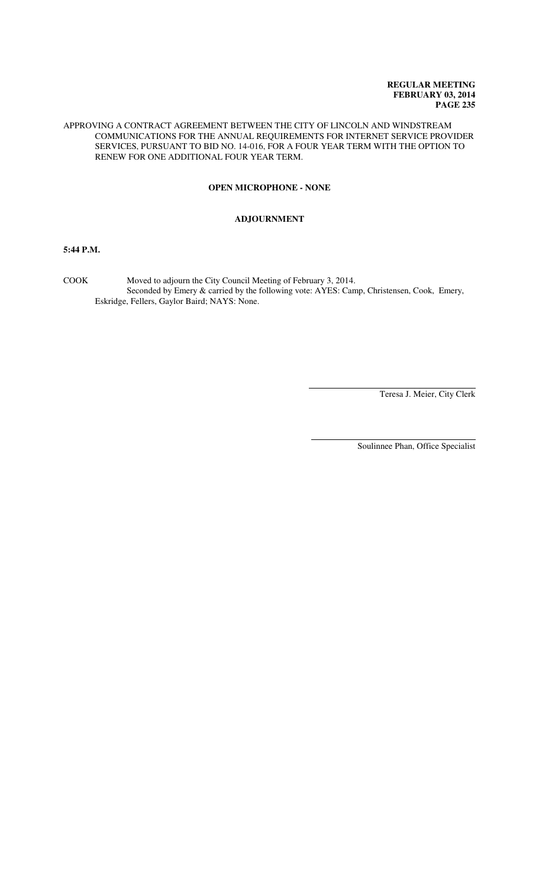APPROVING A CONTRACT AGREEMENT BETWEEN THE CITY OF LINCOLN AND WINDSTREAM COMMUNICATIONS FOR THE ANNUAL REQUIREMENTS FOR INTERNET SERVICE PROVIDER SERVICES, PURSUANT TO BID NO. 14-016, FOR A FOUR YEAR TERM WITH THE OPTION TO RENEW FOR ONE ADDITIONAL FOUR YEAR TERM.

**OPEN MICROPHONE - NONE**

**ADJOURNMENT**

**5:44 P.M.**

COOK Moved to adjourn the City Council Meeting of February 3, 2014.
Seconded by Emery & carried by the following vote: AYES: Camp, Christensen, Cook, Emery, Eskridge, Fellers, Gaylor Baird; NAYS: None.

Teresa J. Meier, City Clerk

Soulinnee Phan, Office Specialist